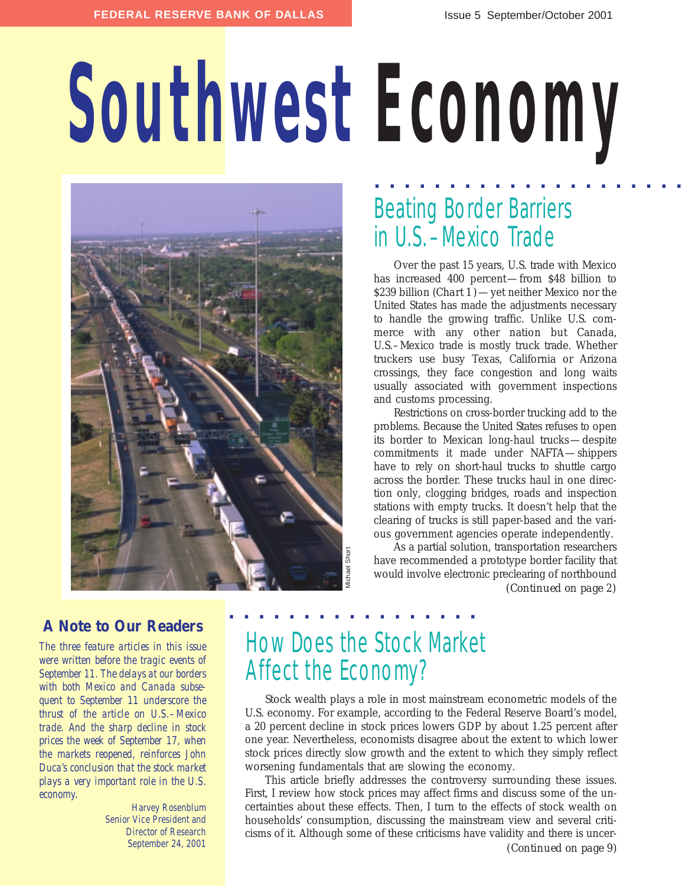# Southwest Economy

## Beating Border Barriers in U.S.–Mexico Trade

Over the past 15 years, U.S. trade with Mexico has increased 400 percent—from $48 billion to $239 billion (Chart 1)—yet neither Mexico nor the United States has made the adjustments necessary to handle the growing traffic. Unlike U.S. commerce with any other nation but Canada, U.S.–Mexico trade is mostly truck trade. Whether truckers use busy Texas, California or Arizona crossings, they face congestion and long waits usually associated with government inspections and customs processing.

Restrictions on cross-border trucking add to the problems. Because the United States refuses to open its border to Mexican long-haul trucks—despite commitments it made under NAFTA—shippers have to rely on short-haul trucks to shuttle cargo across the border. These trucks haul in one direction only, clogging bridges, roads and inspection stations with empty trucks. It doesn't help that the clearing of trucks is still paper-based and the various government agencies operate independently.

As a partial solution, transportation researchers have recommended a prototype border facility that would involve electronic preclearing of northbound

*(Continued on page 2)*

Michael Short

### A Note to Our Readers

*The three feature articles in this issue were written before the tragic events of September 11. The delays at our borders with both Mexico and Canada subsequent to September 11 underscore the thrust of the article on U.S.–Mexico trade. And the sharp decline in stock prices the week of September 17, when the markets reopened, reinforces John Duca's conclusion that the stock market plays a very important role in the U.S. economy.*

*Harvey Rosenblum*
*Senior Vice President and Director of Research*
*September 24, 2001*

## How Does the Stock Market Affect the Economy?

Stock wealth plays a role in most mainstream econometric models of the U.S. economy. For example, according to the Federal Reserve Board's model, a 20 percent decline in stock prices lowers GDP by about 1.25 percent after one year. Nevertheless, economists disagree about the extent to which lower stock prices directly slow growth and the extent to which they simply reflect worsening fundamentals that are slowing the economy.

This article briefly addresses the controversy surrounding these issues. First, I review how stock prices may affect firms and discuss some of the uncertainties about these effects. Then, I turn to the effects of stock wealth on households' consumption, discussing the mainstream view and several criticisms of it. Although some of these criticisms have validity and there is uncer-

*(Continued on page 9)*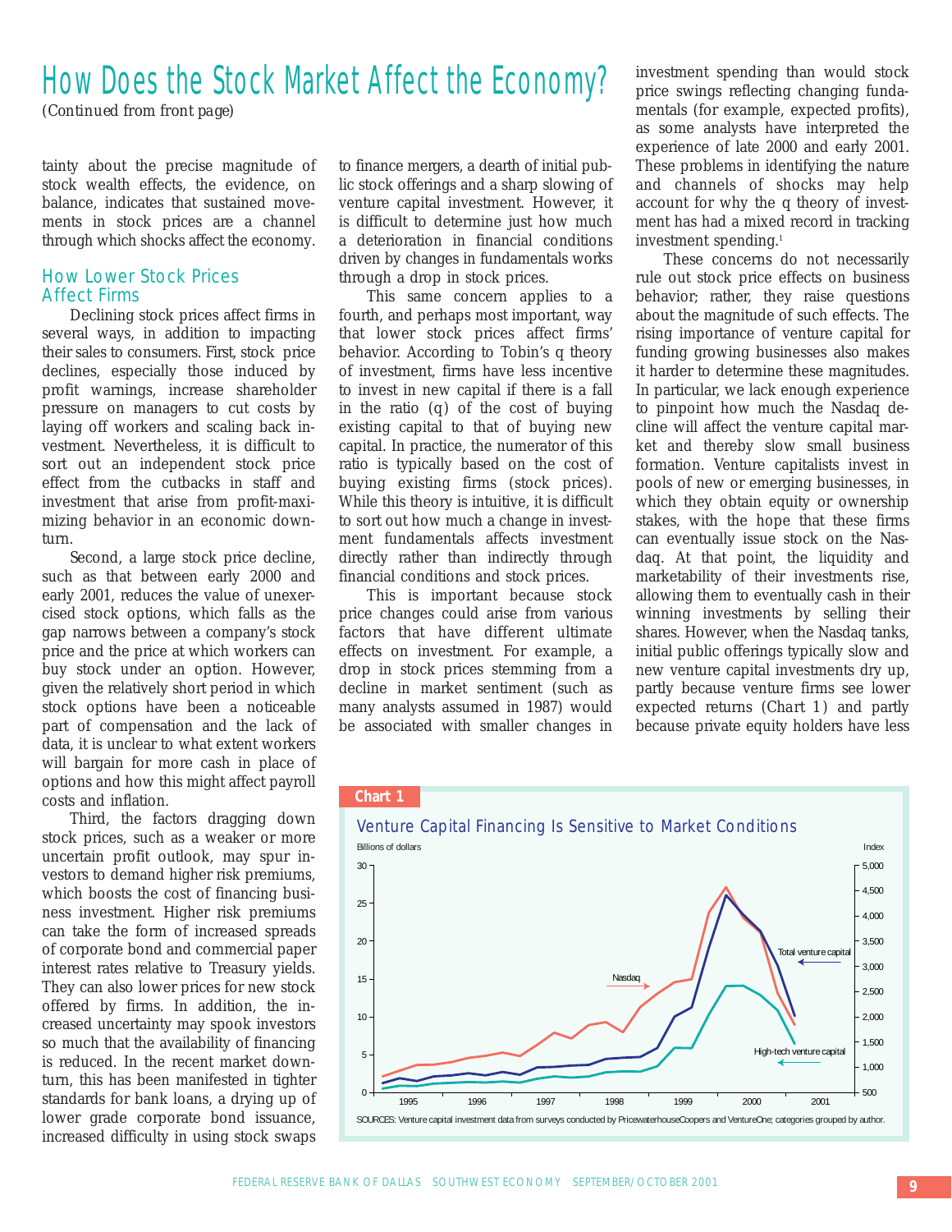# How Does the Stock Market Affect the Economy?

*(Continued from front page)*

tainty about the precise magnitude of stock wealth effects, the evidence, on balance, indicates that sustained movements in stock prices are a channel through which shocks affect the economy.

## How Lower Stock Prices Affect Firms

Declining stock prices affect firms in several ways, in addition to impacting their sales to consumers. First, stock price declines, especially those induced by profit warnings, increase shareholder pressure on managers to cut costs by laying off workers and scaling back investment. Nevertheless, it is difficult to sort out an independent stock price effect from the cutbacks in staff and investment that arise from profit-maximizing behavior in an economic downturn.

Second, a large stock price decline, such as that between early 2000 and early 2001, reduces the value of unexercised stock options, which falls as the gap narrows between a company's stock price and the price at which workers can buy stock under an option. However, given the relatively short period in which stock options have been a noticeable part of compensation and the lack of data, it is unclear to what extent workers will bargain for more cash in place of options and how this might affect payroll costs and inflation.

Third, the factors dragging down stock prices, such as a weaker or more uncertain profit outlook, may spur investors to demand higher risk premiums, which boosts the cost of financing business investment. Higher risk premiums can take the form of increased spreads of corporate bond and commercial paper interest rates relative to Treasury yields. They can also lower prices for new stock offered by firms. In addition, the increased uncertainty may spook investors so much that the availability of financing is reduced. In the recent market downturn, this has been manifested in tighter standards for bank loans, a drying up of lower grade corporate bond issuance, increased difficulty in using stock swaps to finance mergers, a dearth of initial public stock offerings and a sharp slowing of venture capital investment. However, it is difficult to determine just how much a deterioration in financial conditions driven by changes in fundamentals works through a drop in stock prices.

This same concern applies to a fourth, and perhaps most important, way that lower stock prices affect firms' behavior. According to Tobin's q theory of investment, firms have less incentive to invest in new capital if there is a fall in the ratio (q) of the cost of buying existing capital to that of buying new capital. In practice, the numerator of this ratio is typically based on the cost of buying existing firms (stock prices). While this theory is intuitive, it is difficult to sort out how much a change in investment fundamentals affects investment directly rather than indirectly through financial conditions and stock prices.

This is important because stock price changes could arise from various factors that have different ultimate effects on investment. For example, a drop in stock prices stemming from a decline in market sentiment (such as many analysts assumed in 1987) would be associated with smaller changes in investment spending than would stock price swings reflecting changing fundamentals (for example, expected profits), as some analysts have interpreted the experience of late 2000 and early 2001. These problems in identifying the nature and channels of shocks may help account for why the q theory of investment has had a mixed record in tracking investment spending.[1]

These concerns do not necessarily rule out stock price effects on business behavior; rather, they raise questions about the magnitude of such effects. The rising importance of venture capital for funding growing businesses also makes it harder to determine these magnitudes. In particular, we lack enough experience to pinpoint how much the Nasdaq decline will affect the venture capital market and thereby slow small business formation. Venture capitalists invest in pools of new or emerging businesses, in which they obtain equity or ownership stakes, with the hope that these firms can eventually issue stock on the Nasdaq. At that point, the liquidity and marketability of their investments rise, allowing them to eventually cash in their winning investments by selling their shares. However, when the Nasdaq tanks, initial public offerings typically slow and new venture capital investments dry up, partly because venture firms see lower expected returns (Chart 1) and partly because private equity holders have less

**Chart 1**

**Venture Capital Financing Is Sensitive to Market Conditions**

SOURCES: Venture capital investment data from surveys conducted by PricewaterhouseCoopers and VentureOne; categories grouped by author.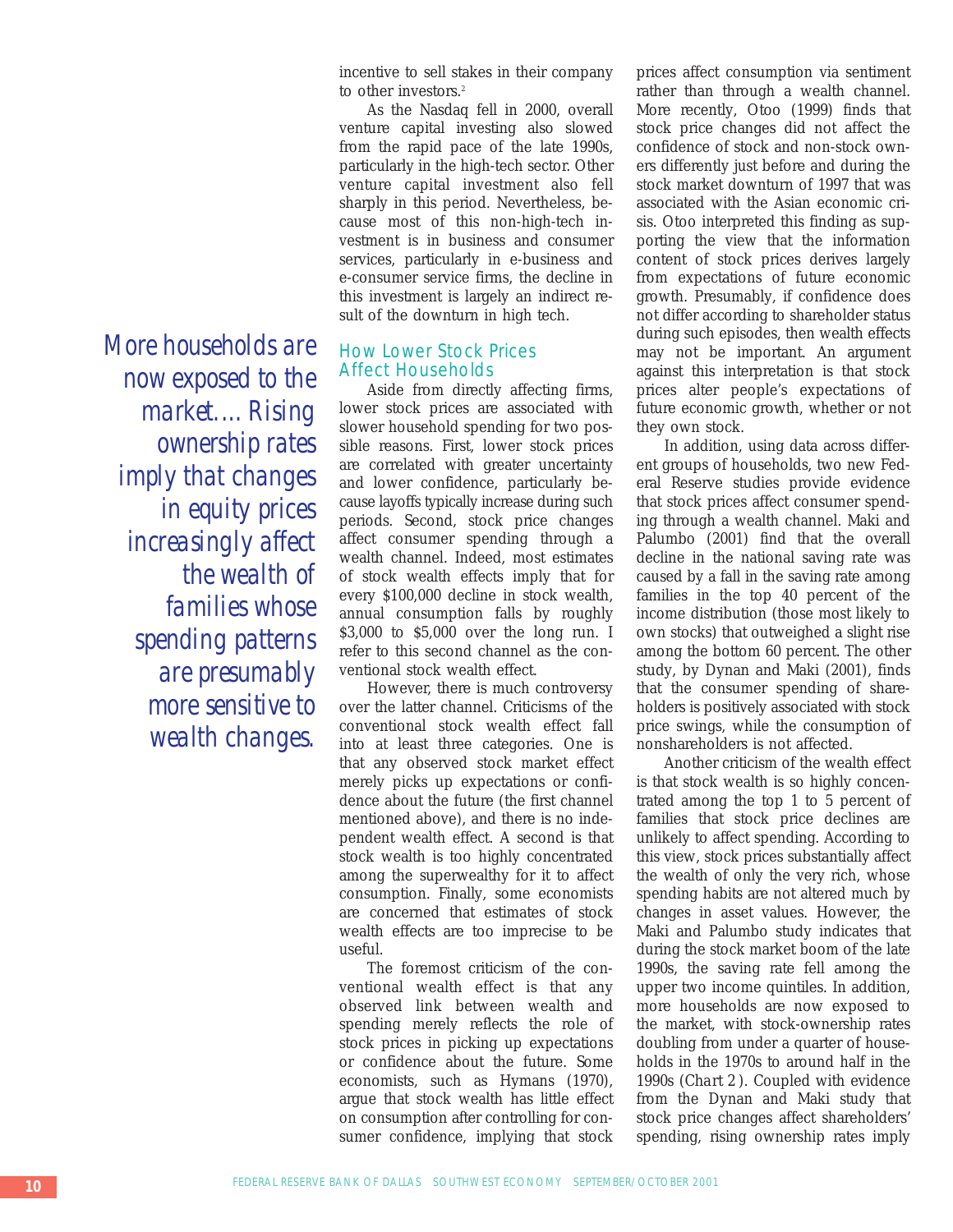incentive to sell stakes in their company to other investors.[2]

As the Nasdaq fell in 2000, overall venture capital investing also slowed from the rapid pace of the late 1990s, particularly in the high-tech sector. Other venture capital investment also fell sharply in this period. Nevertheless, because most of this non-high-tech investment is in business and consumer services, particularly in e-business and e-consumer service firms, the decline in this investment is largely an indirect result of the downturn in high tech.

## How Lower Stock Prices Affect Households

Aside from directly affecting firms, lower stock prices are associated with slower household spending for two possible reasons. First, lower stock prices are correlated with greater uncertainty and lower confidence, particularly because layoffs typically increase during such periods. Second, stock price changes affect consumer spending through a wealth channel. Indeed, most estimates of stock wealth effects imply that for every $100,000 decline in stock wealth, annual consumption falls by roughly $3,000 to $5,000 over the long run. I refer to this second channel as the conventional stock wealth effect.

However, there is much controversy over the latter channel. Criticisms of the conventional stock wealth effect fall into at least three categories. One is that any observed stock market effect merely picks up expectations or confidence about the future (the first channel mentioned above), and there is no independent wealth effect. A second is that stock wealth is too highly concentrated among the superwealthy for it to affect consumption. Finally, some economists are concerned that estimates of stock wealth effects are too imprecise to be useful.

The foremost criticism of the conventional wealth effect is that any observed link between wealth and spending merely reflects the role of stock prices in picking up expectations or confidence about the future. Some economists, such as Hymans (1970), argue that stock wealth has little effect on consumption after controlling for consumer confidence, implying that stock prices affect consumption via sentiment rather than through a wealth channel. More recently, Otoo (1999) finds that stock price changes did not affect the confidence of stock and non-stock owners differently just before and during the stock market downturn of 1997 that was associated with the Asian economic crisis. Otoo interpreted this finding as supporting the view that the information content of stock prices derives largely from expectations of future economic growth. Presumably, if confidence does not differ according to shareholder status during such episodes, then wealth effects may not be important. An argument against this interpretation is that stock prices alter people's expectations of future economic growth, whether or not they own stock.

In addition, using data across different groups of households, two new Federal Reserve studies provide evidence that stock prices affect consumer spending through a wealth channel. Maki and Palumbo (2001) find that the overall decline in the national saving rate was caused by a fall in the saving rate among families in the top 40 percent of the income distribution (those most likely to own stocks) that outweighed a slight rise among the bottom 60 percent. The other study, by Dynan and Maki (2001), finds that the consumer spending of shareholders is positively associated with stock price swings, while the consumption of nonshareholders is not affected.

Another criticism of the wealth effect is that stock wealth is so highly concentrated among the top 1 to 5 percent of families that stock price declines are unlikely to affect spending. According to this view, stock prices substantially affect the wealth of only the very rich, whose spending habits are not altered much by changes in asset values. However, the Maki and Palumbo study indicates that during the stock market boom of the late 1990s, the saving rate fell among the upper two income quintiles. In addition, more households are now exposed to the market, with stock-ownership rates doubling from under a quarter of households in the 1970s to around half in the 1990s (*Chart 2*). Coupled with evidence from the Dynan and Maki study that stock price changes affect shareholders' spending, rising ownership rates imply

*More households are now exposed to the market.... Rising ownership rates imply that changes in equity prices increasingly affect the wealth of families whose spending patterns are presumably more sensitive to wealth changes.*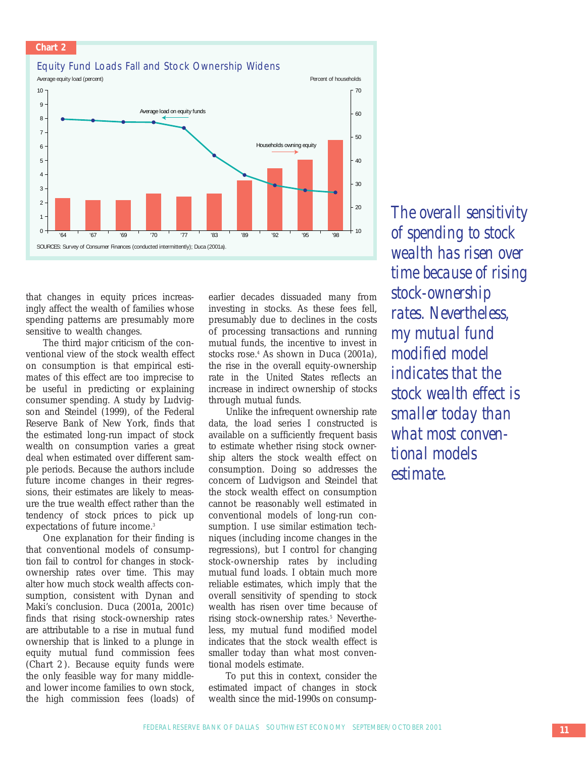**Chart 2**

**Equity Fund Loads Fall and Stock Ownership Widens**

SOURCES: Survey of Consumer Finances (conducted intermittently); Duca (2001a).

that changes in equity prices increasingly affect the wealth of families whose spending patterns are presumably more sensitive to wealth changes.

The third major criticism of the conventional view of the stock wealth effect on consumption is that empirical estimates of this effect are too imprecise to be useful in predicting or explaining consumer spending. A study by Ludvigson and Steindel (1999), of the Federal Reserve Bank of New York, finds that the estimated long-run impact of stock wealth on consumption varies a great deal when estimated over different sample periods. Because the authors include future income changes in their regressions, their estimates are likely to measure the true wealth effect rather than the tendency of stock prices to pick up expectations of future income.[3]

One explanation for their finding is that conventional models of consumption fail to control for changes in stock-ownership rates over time. This may alter how much stock wealth affects consumption, consistent with Dynan and Maki's conclusion. Duca (2001a, 2001c) finds that rising stock-ownership rates are attributable to a rise in mutual fund ownership that is linked to a plunge in equity mutual fund commission fees (Chart 2). Because equity funds were the only feasible way for many middle- and lower income families to own stock, the high commission fees (loads) of earlier decades dissuaded many from investing in stocks. As these fees fell, presumably due to declines in the costs of processing transactions and running mutual funds, the incentive to invest in stocks rose.[4] As shown in Duca (2001a), the rise in the overall equity-ownership rate in the United States reflects an increase in indirect ownership of stocks through mutual funds.

Unlike the infrequent ownership rate data, the load series I constructed is available on a sufficiently frequent basis to estimate whether rising stock ownership alters the stock wealth effect on consumption. Doing so addresses the concern of Ludvigson and Steindel that the stock wealth effect on consumption cannot be reasonably well estimated in conventional models of long-run consumption. I use similar estimation techniques (including income changes in the regressions), but I control for changing stock-ownership rates by including mutual fund loads. I obtain much more reliable estimates, which imply that the overall sensitivity of spending to stock wealth has risen over time because of rising stock-ownership rates.[5] Nevertheless, my mutual fund modified model indicates that the stock wealth effect is smaller today than what most conventional models estimate.

To put this in context, consider the estimated impact of changes in stock wealth since the mid-1990s on consump-

*The overall sensitivity of spending to stock wealth has risen over time because of rising stock-ownership rates. Nevertheless, my mutual fund modified model indicates that the stock wealth effect is smaller today than what most conventional models estimate.*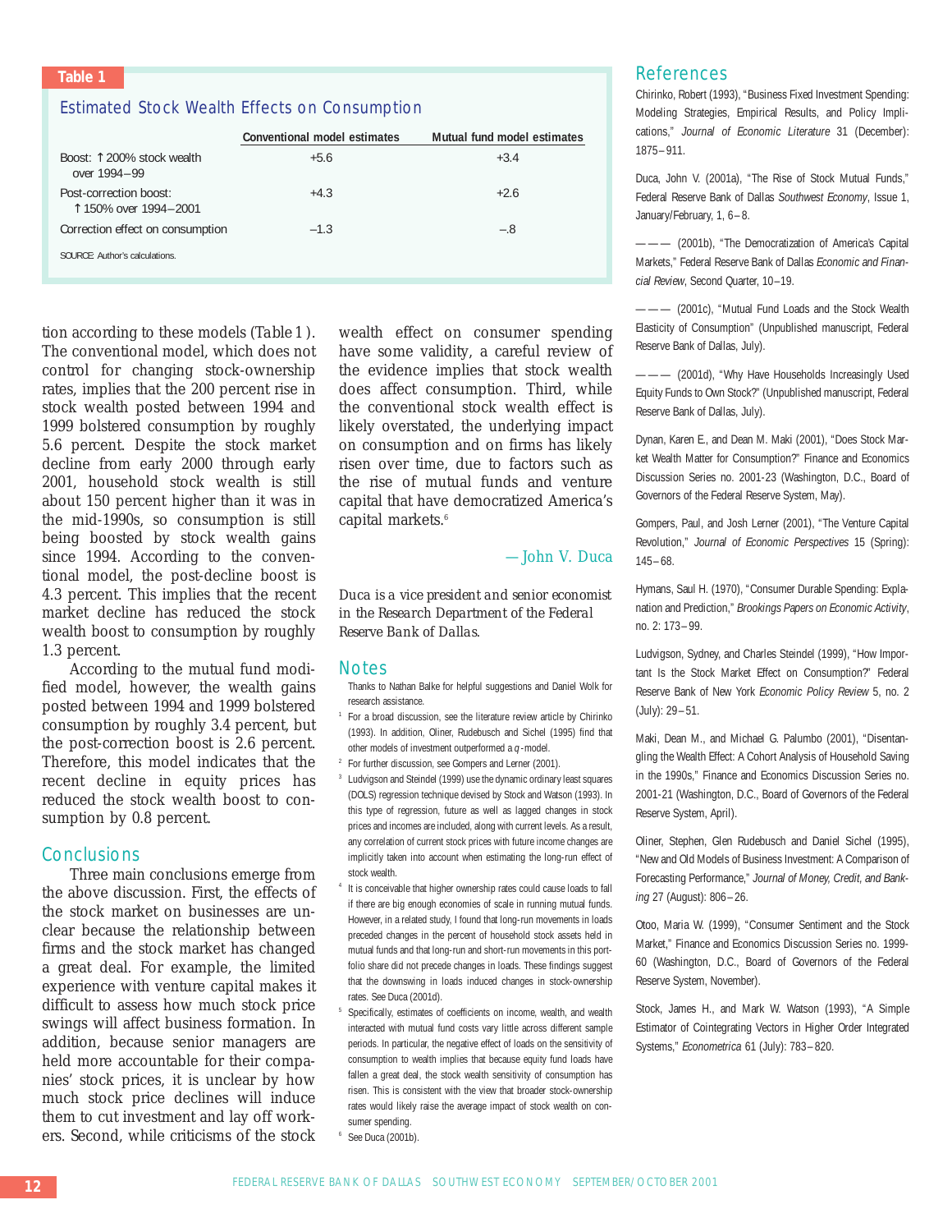**Table 1**

### Estimated Stock Wealth Effects on Consumption

| | Conventional model estimates | Mutual fund model estimates |
|---|---|---|
| Boost: ↑200% stock wealth over 1994–99 | +5.6 | +3.4 |
| Post-correction boost: ↑150% over 1994–2001 | +4.3 | +2.6 |
| Correction effect on consumption | –1.3 | –.8 |

SOURCE: Author's calculations.

tion according to these models (Table 1). The conventional model, which does not control for changing stock-ownership rates, implies that the 200 percent rise in stock wealth posted between 1994 and 1999 bolstered consumption by roughly 5.6 percent. Despite the stock market decline from early 2000 through early 2001, household stock wealth is still about 150 percent higher than it was in the mid-1990s, so consumption is still being boosted by stock wealth gains since 1994. According to the conventional model, the post-decline boost is 4.3 percent. This implies that the recent market decline has reduced the stock wealth boost to consumption by roughly 1.3 percent.

According to the mutual fund modified model, however, the wealth gains posted between 1994 and 1999 bolstered consumption by roughly 3.4 percent, but the post-correction boost is 2.6 percent. Therefore, this model indicates that the recent decline in equity prices has reduced the stock wealth boost to consumption by 0.8 percent.

## Conclusions

Three main conclusions emerge from the above discussion. First, the effects of the stock market on businesses are unclear because the relationship between firms and the stock market has changed a great deal. For example, the limited experience with venture capital makes it difficult to assess how much stock price swings will affect business formation. In addition, because senior managers are held more accountable for their companies' stock prices, it is unclear by how much stock price declines will induce them to cut investment and lay off workers. Second, while criticisms of the stock wealth effect on consumer spending have some validity, a careful review of the evidence implies that stock wealth does affect consumption. Third, while the conventional stock wealth effect is likely overstated, the underlying impact on consumption and on firms has likely risen over time, due to factors such as the rise of mutual funds and venture capital that have democratized America's capital markets.[6]

—John V. Duca

*Duca is a vice president and senior economist in the Research Department of the Federal Reserve Bank of Dallas.*

## Notes

Thanks to Nathan Balke for helpful suggestions and Daniel Wolk for research assistance.

[1] For a broad discussion, see the literature review article by Chirinko (1993). In addition, Oliner, Rudebusch and Sichel (1995) find that other models of investment outperformed a *q*-model.

[2] For further discussion, see Gompers and Lerner (2001).

[3] Ludvigson and Steindel (1999) use the dynamic ordinary least squares (DOLS) regression technique devised by Stock and Watson (1993). In this type of regression, future as well as lagged changes in stock prices and incomes are included, along with current levels. As a result, any correlation of current stock prices with future income changes are implicitly taken into account when estimating the long-run effect of stock wealth.

[4] It is conceivable that higher ownership rates could cause loads to fall if there are big enough economies of scale in running mutual funds. However, in a related study, I found that long-run movements in loads preceded changes in the percent of household stock assets held in mutual funds and that long-run and short-run movements in this portfolio share did not precede changes in loads. These findings suggest that the downswing in loads induced changes in stock-ownership rates. See Duca (2001d).

[5] Specifically, estimates of coefficients on income, wealth, and wealth interacted with mutual fund costs vary little across different sample periods. In particular, the negative effect of loads on the sensitivity of consumption to wealth implies that because equity fund loads have fallen a great deal, the stock wealth sensitivity of consumption has risen. This is consistent with the view that broader stock-ownership rates would likely raise the average impact of stock wealth on consumer spending.

[6] See Duca (2001b).

## References

Chirinko, Robert (1993), "Business Fixed Investment Spending: Modeling Strategies, Empirical Results, and Policy Implications," *Journal of Economic Literature* 31 (December): 1875–911.

Duca, John V. (2001a), "The Rise of Stock Mutual Funds," Federal Reserve Bank of Dallas *Southwest Economy*, Issue 1, January/February, 1, 6–8.

——— (2001b), "The Democratization of America's Capital Markets," Federal Reserve Bank of Dallas *Economic and Financial Review*, Second Quarter, 10–19.

——— (2001c), "Mutual Fund Loads and the Stock Wealth Elasticity of Consumption" (Unpublished manuscript, Federal Reserve Bank of Dallas, July).

——— (2001d), "Why Have Households Increasingly Used Equity Funds to Own Stock?" (Unpublished manuscript, Federal Reserve Bank of Dallas, July).

Dynan, Karen E., and Dean M. Maki (2001), "Does Stock Market Wealth Matter for Consumption?" Finance and Economics Discussion Series no. 2001-23 (Washington, D.C., Board of Governors of the Federal Reserve System, May).

Gompers, Paul, and Josh Lerner (2001), "The Venture Capital Revolution," *Journal of Economic Perspectives* 15 (Spring): 145–68.

Hymans, Saul H. (1970), "Consumer Durable Spending: Explanation and Prediction," *Brookings Papers on Economic Activity*, no. 2: 173–99.

Ludvigson, Sydney, and Charles Steindel (1999), "How Important Is the Stock Market Effect on Consumption?" Federal Reserve Bank of New York *Economic Policy Review* 5, no. 2 (July): 29–51.

Maki, Dean M., and Michael G. Palumbo (2001), "Disentangling the Wealth Effect: A Cohort Analysis of Household Saving in the 1990s," Finance and Economics Discussion Series no. 2001-21 (Washington, D.C., Board of Governors of the Federal Reserve System, April).

Oliner, Stephen, Glen Rudebusch and Daniel Sichel (1995), "New and Old Models of Business Investment: A Comparison of Forecasting Performance," *Journal of Money, Credit, and Banking* 27 (August): 806–26.

Otoo, Maria W. (1999), "Consumer Sentiment and the Stock Market," Finance and Economics Discussion Series no. 1999-60 (Washington, D.C., Board of Governors of the Federal Reserve System, November).

Stock, James H., and Mark W. Watson (1993), "A Simple Estimator of Cointegrating Vectors in Higher Order Integrated Systems," *Econometrica* 61 (July): 783–820.